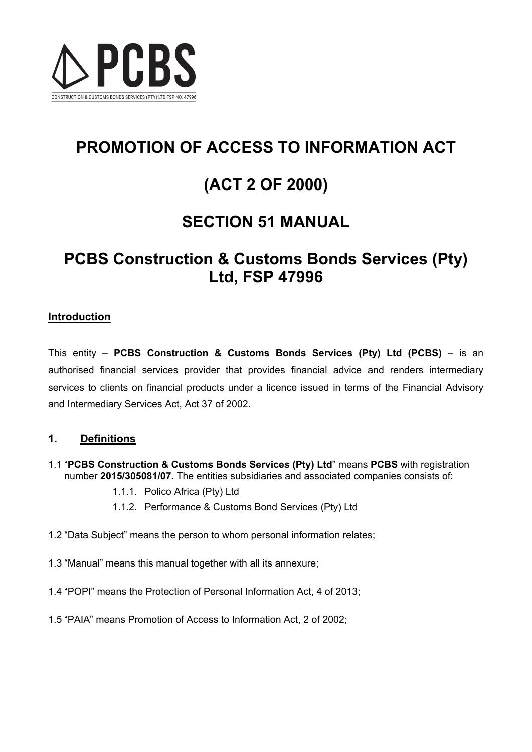# PROMOTION OF ACCESS TO INFORMATION ACT

# (ACT 2 OF 2000)

# SECTION 51 MANUAL

# PCBS Construction & Customs Bonds Services (Pty) Ltd, FSP 47996

**Introduction**

This entity – **PCBS Construction & Customs Bonds Services (Pty) Ltd (PCBS)** – is an authorised financial services provider that provides financial advice and renders intermediary services to clients on financial products under a licence issued in terms of the Financial Advisory and Intermediary Services Act, Act 37 of 2002.

## 1. Definitions

1.1 "**PCBS Construction & Customs Bonds Services (Pty) Ltd**" means **PCBS** with registration number **2015/305081/07.** The entities subsidiaries and associated companies consists of:

- 1.1.1. Polico Africa (Pty) Ltd
- 1.1.2. Performance & Customs Bond Services (Pty) Ltd

1.2 "Data Subject" means the person to whom personal information relates;

1.3 "Manual" means this manual together with all its annexure;

1.4 "POPI" means the Protection of Personal Information Act, 4 of 2013;

1.5 "PAIA" means Promotion of Access to Information Act, 2 of 2002;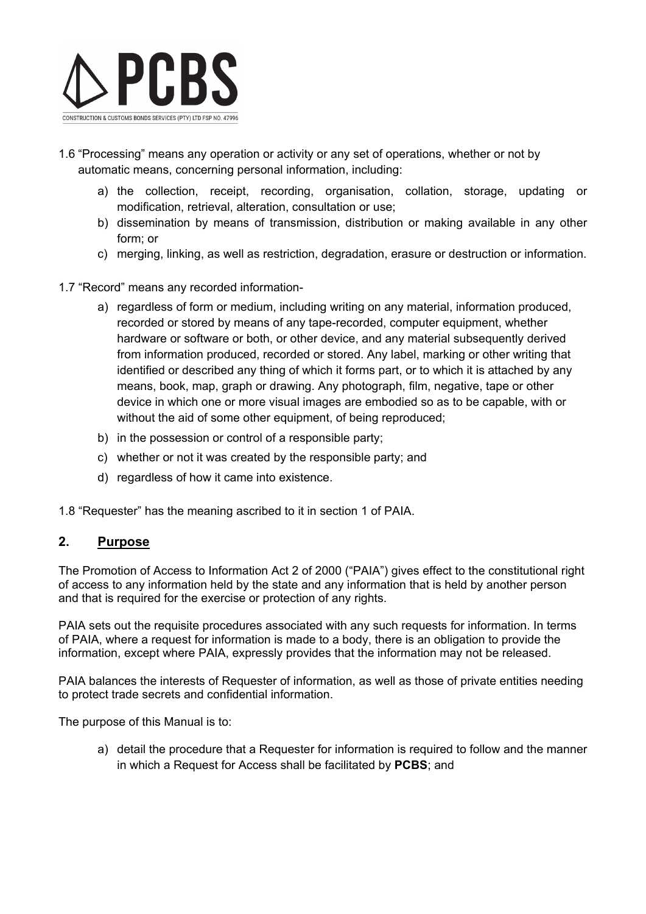1.6 "Processing" means any operation or activity or any set of operations, whether or not by automatic means, concerning personal information, including:

a) the collection, receipt, recording, organisation, collation, storage, updating or modification, retrieval, alteration, consultation or use;
b) dissemination by means of transmission, distribution or making available in any other form; or
c) merging, linking, as well as restriction, degradation, erasure or destruction or information.

1.7 "Record" means any recorded information-

a) regardless of form or medium, including writing on any material, information produced, recorded or stored by means of any tape-recorded, computer equipment, whether hardware or software or both, or other device, and any material subsequently derived from information produced, recorded or stored. Any label, marking or other writing that identified or described any thing of which it forms part, or to which it is attached by any means, book, map, graph or drawing. Any photograph, film, negative, tape or other device in which one or more visual images are embodied so as to be capable, with or without the aid of some other equipment, of being reproduced;
b) in the possession or control of a responsible party;
c) whether or not it was created by the responsible party; and
d) regardless of how it came into existence.

1.8 "Requester" has the meaning ascribed to it in section 1 of PAIA.

## 2. Purpose

The Promotion of Access to Information Act 2 of 2000 ("PAIA") gives effect to the constitutional right of access to any information held by the state and any information that is held by another person and that is required for the exercise or protection of any rights.

PAIA sets out the requisite procedures associated with any such requests for information. In terms of PAIA, where a request for information is made to a body, there is an obligation to provide the information, except where PAIA, expressly provides that the information may not be released.

PAIA balances the interests of Requester of information, as well as those of private entities needing to protect trade secrets and confidential information.

The purpose of this Manual is to:

a) detail the procedure that a Requester for information is required to follow and the manner in which a Request for Access shall be facilitated by **PCBS**; and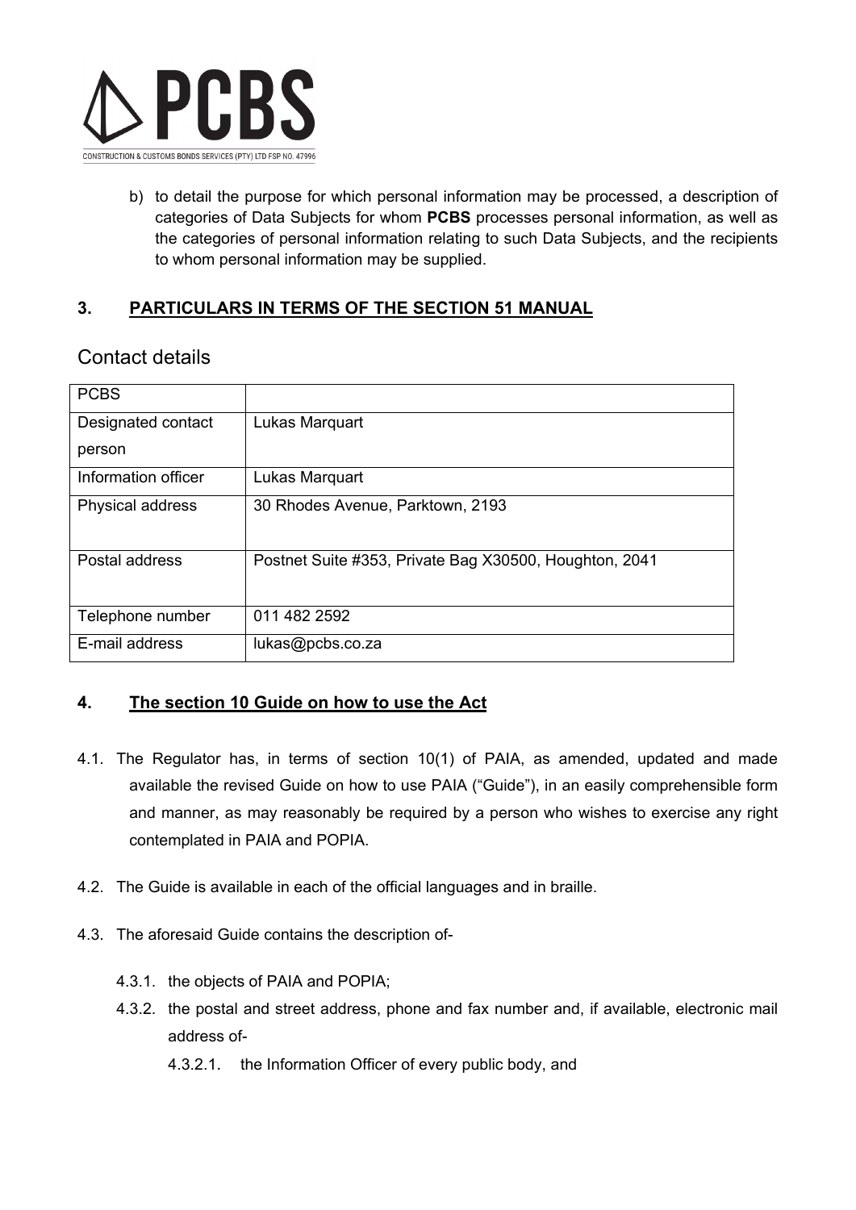b) to detail the purpose for which personal information may be processed, a description of categories of Data Subjects for whom **PCBS** processes personal information, as well as the categories of personal information relating to such Data Subjects, and the recipients to whom personal information may be supplied.

## 3. PARTICULARS IN TERMS OF THE SECTION 51 MANUAL

### Contact details

| PCBS | |
|---|---|
| Designated contact person | Lukas Marquart |
| Information officer | Lukas Marquart |
| Physical address | 30 Rhodes Avenue, Parktown, 2193 |
| Postal address | Postnet Suite #353, Private Bag X30500, Houghton, 2041 |
| Telephone number | 011 482 2592 |
| E-mail address | lukas@pcbs.co.za |

## 4. The section 10 Guide on how to use the Act

4.1. The Regulator has, in terms of section 10(1) of PAIA, as amended, updated and made available the revised Guide on how to use PAIA ("Guide"), in an easily comprehensible form and manner, as may reasonably be required by a person who wishes to exercise any right contemplated in PAIA and POPIA.

4.2. The Guide is available in each of the official languages and in braille.

4.3. The aforesaid Guide contains the description of-

4.3.1. the objects of PAIA and POPIA;

4.3.2. the postal and street address, phone and fax number and, if available, electronic mail address of-

4.3.2.1. the Information Officer of every public body, and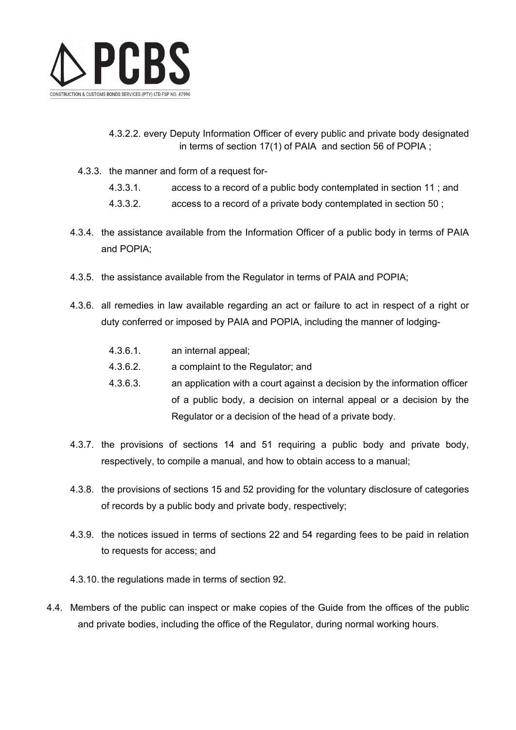4.3.2.2. every Deputy Information Officer of every public and private body designated in terms of section 17(1) of PAIA and section 56 of POPIA ;

4.3.3. the manner and form of a request for-

4.3.3.1. access to a record of a public body contemplated in section 11 ; and

4.3.3.2. access to a record of a private body contemplated in section 50 ;

4.3.4. the assistance available from the Information Officer of a public body in terms of PAIA and POPIA;

4.3.5. the assistance available from the Regulator in terms of PAIA and POPIA;

4.3.6. all remedies in law available regarding an act or failure to act in respect of a right or duty conferred or imposed by PAIA and POPIA, including the manner of lodging-

4.3.6.1. an internal appeal;

4.3.6.2. a complaint to the Regulator; and

4.3.6.3. an application with a court against a decision by the information officer of a public body, a decision on internal appeal or a decision by the Regulator or a decision of the head of a private body.

4.3.7. the provisions of sections 14 and 51 requiring a public body and private body, respectively, to compile a manual, and how to obtain access to a manual;

4.3.8. the provisions of sections 15 and 52 providing for the voluntary disclosure of categories of records by a public body and private body, respectively;

4.3.9. the notices issued in terms of sections 22 and 54 regarding fees to be paid in relation to requests for access; and

4.3.10. the regulations made in terms of section 92.

4.4. Members of the public can inspect or make copies of the Guide from the offices of the public and private bodies, including the office of the Regulator, during normal working hours.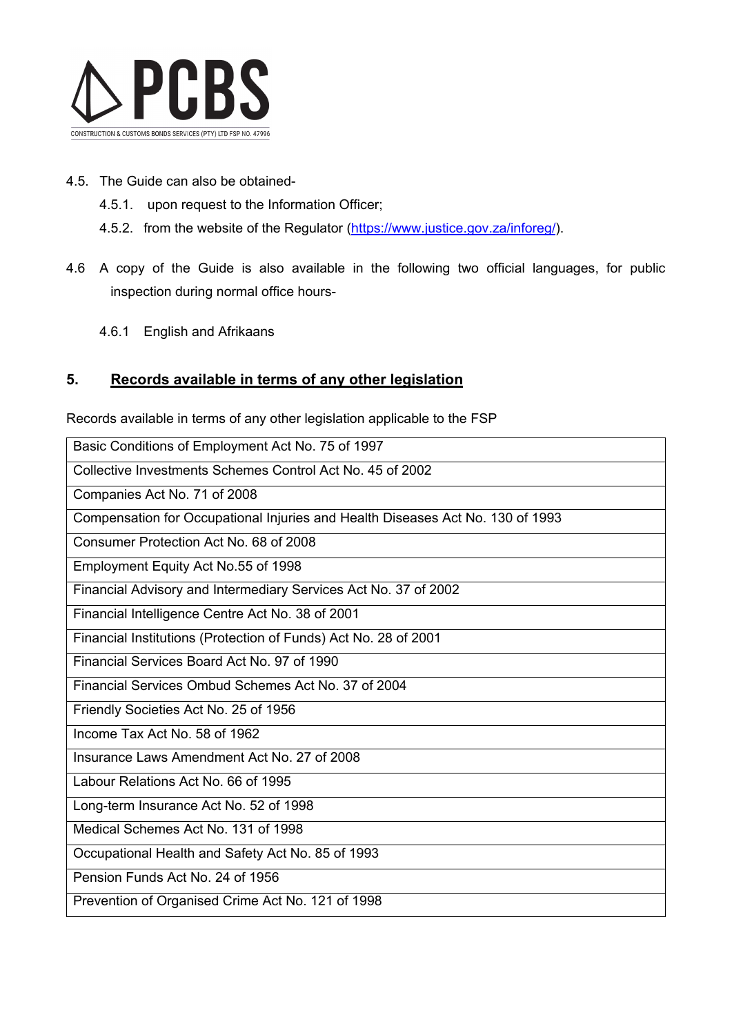4.5. The Guide can also be obtained-

4.5.1. upon request to the Information Officer;

4.5.2. from the website of the Regulator (https://www.justice.gov.za/inforeg/).

4.6 A copy of the Guide is also available in the following two official languages, for public inspection during normal office hours-

4.6.1 English and Afrikaans

## 5. Records available in terms of any other legislation

Records available in terms of any other legislation applicable to the FSP

| Basic Conditions of Employment Act No. 75 of 1997 |
|---|
| Collective Investments Schemes Control Act No. 45 of 2002 |
| Companies Act No. 71 of 2008 |
| Compensation for Occupational Injuries and Health Diseases Act No. 130 of 1993 |
| Consumer Protection Act No. 68 of 2008 |
| Employment Equity Act No.55 of 1998 |
| Financial Advisory and Intermediary Services Act No. 37 of 2002 |
| Financial Intelligence Centre Act No. 38 of 2001 |
| Financial Institutions (Protection of Funds) Act No. 28 of 2001 |
| Financial Services Board Act No. 97 of 1990 |
| Financial Services Ombud Schemes Act No. 37 of 2004 |
| Friendly Societies Act No. 25 of 1956 |
| Income Tax Act No. 58 of 1962 |
| Insurance Laws Amendment Act No. 27 of 2008 |
| Labour Relations Act No. 66 of 1995 |
| Long-term Insurance Act No. 52 of 1998 |
| Medical Schemes Act No. 131 of 1998 |
| Occupational Health and Safety Act No. 85 of 1993 |
| Pension Funds Act No. 24 of 1956 |
| Prevention of Organised Crime Act No. 121 of 1998 |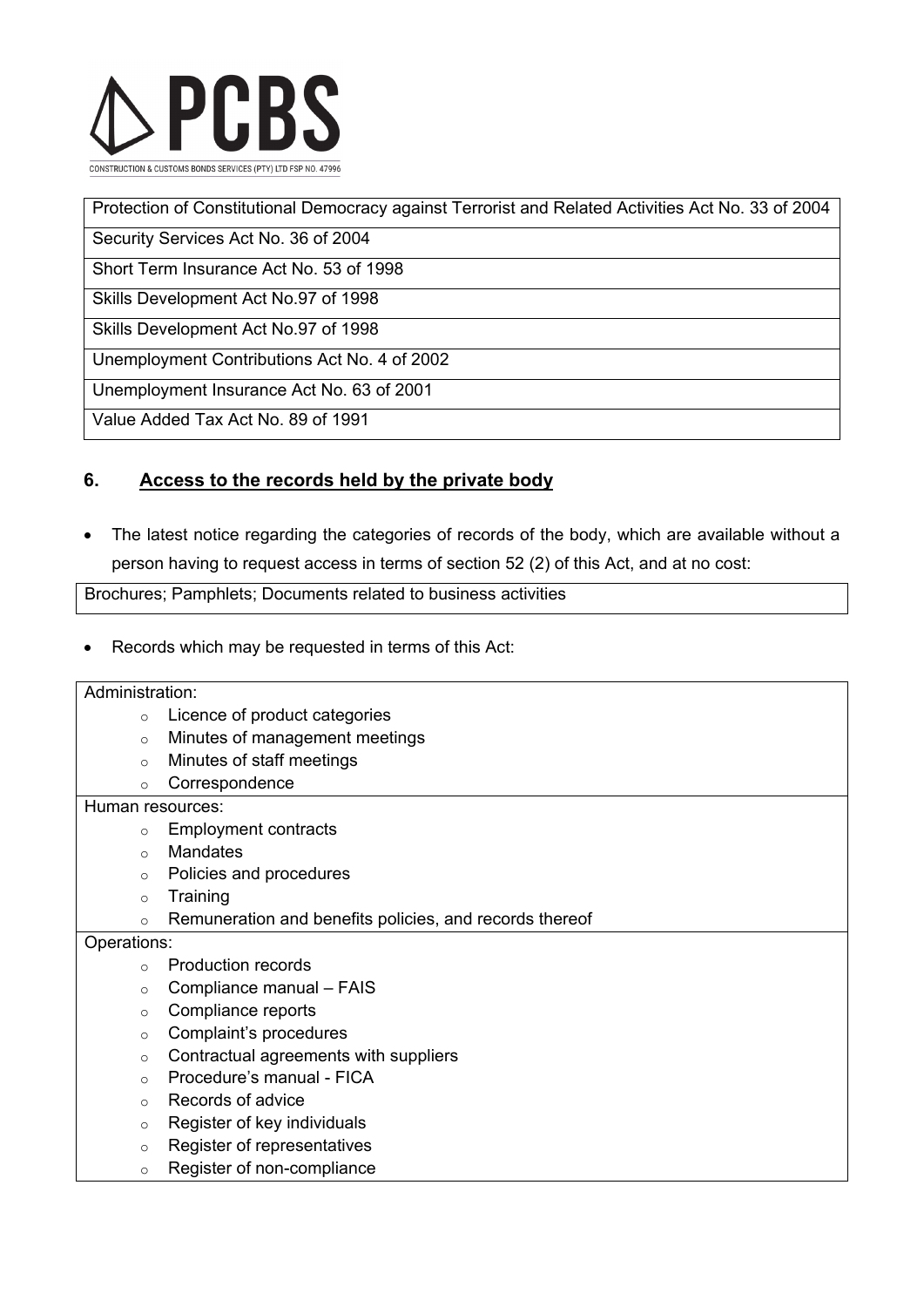| Protection of Constitutional Democracy against Terrorist and Related Activities Act No. 33 of 2004 |
|---|
| Security Services Act No. 36 of 2004 |
| Short Term Insurance Act No. 53 of 1998 |
| Skills Development Act No.97 of 1998 |
| Skills Development Act No.97 of 1998 |
| Unemployment Contributions Act No. 4 of 2002 |
| Unemployment Insurance Act No. 63 of 2001 |
| Value Added Tax Act No. 89 of 1991 |

## 6. Access to the records held by the private body

- The latest notice regarding the categories of records of the body, which are available without a person having to request access in terms of section 52 (2) of this Act, and at no cost:

| Brochures; Pamphlets; Documents related to business activities |
|---|

- Records which may be requested in terms of this Act:

| Administration: |
|---|
| ○ Licence of product categories<br>○ Minutes of management meetings<br>○ Minutes of staff meetings<br>○ Correspondence |
| Human resources: |
| ○ Employment contracts<br>○ Mandates<br>○ Policies and procedures<br>○ Training<br>○ Remuneration and benefits policies, and records thereof |
| Operations: |
| ○ Production records<br>○ Compliance manual – FAIS<br>○ Compliance reports<br>○ Complaint's procedures<br>○ Contractual agreements with suppliers<br>○ Procedure's manual - FICA<br>○ Records of advice<br>○ Register of key individuals<br>○ Register of representatives<br>○ Register of non-compliance |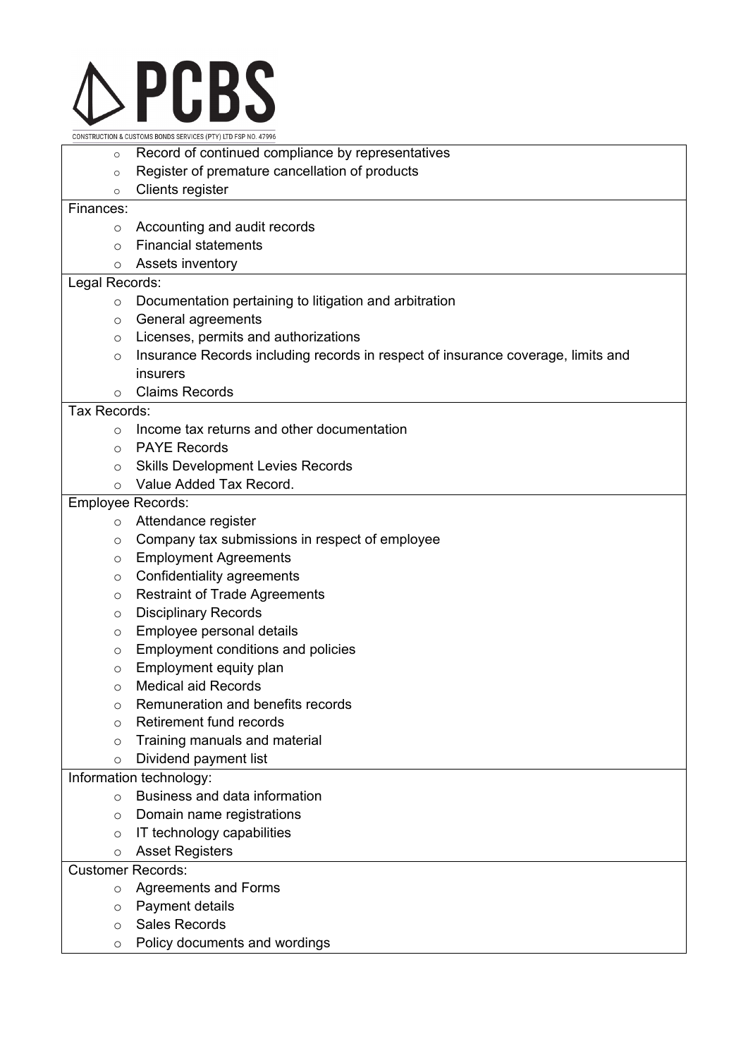- Record of continued compliance by representatives
- Register of premature cancellation of products
- Clients register

Finances:

- Accounting and audit records
- Financial statements
- Assets inventory

Legal Records:

- Documentation pertaining to litigation and arbitration
- General agreements
- Licenses, permits and authorizations
- Insurance Records including records in respect of insurance coverage, limits and insurers
- Claims Records

Tax Records:

- Income tax returns and other documentation
- PAYE Records
- Skills Development Levies Records
- Value Added Tax Record.

Employee Records:

- Attendance register
- Company tax submissions in respect of employee
- Employment Agreements
- Confidentiality agreements
- Restraint of Trade Agreements
- Disciplinary Records
- Employee personal details
- Employment conditions and policies
- Employment equity plan
- Medical aid Records
- Remuneration and benefits records
- Retirement fund records
- Training manuals and material
- Dividend payment list

Information technology:

- Business and data information
- Domain name registrations
- IT technology capabilities
- Asset Registers

Customer Records:

- Agreements and Forms
- Payment details
- Sales Records
- Policy documents and wordings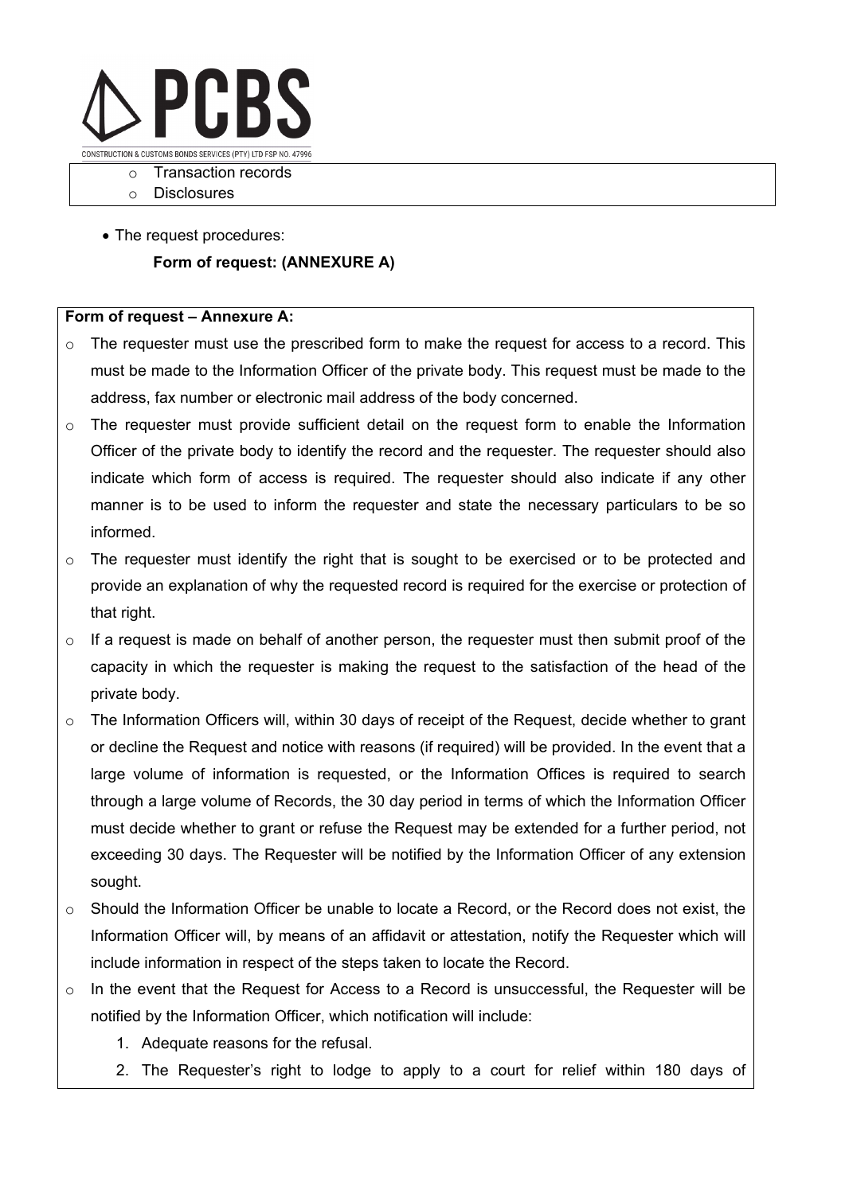- Transaction records
- Disclosures

- The request procedures:

  **Form of request: (ANNEXURE A)**

**Form of request – Annexure A:**

- The requester must use the prescribed form to make the request for access to a record. This must be made to the Information Officer of the private body. This request must be made to the address, fax number or electronic mail address of the body concerned.
- The requester must provide sufficient detail on the request form to enable the Information Officer of the private body to identify the record and the requester. The requester should also indicate which form of access is required. The requester should also indicate if any other manner is to be used to inform the requester and state the necessary particulars to be so informed.
- The requester must identify the right that is sought to be exercised or to be protected and provide an explanation of why the requested record is required for the exercise or protection of that right.
- If a request is made on behalf of another person, the requester must then submit proof of the capacity in which the requester is making the request to the satisfaction of the head of the private body.
- The Information Officers will, within 30 days of receipt of the Request, decide whether to grant or decline the Request and notice with reasons (if required) will be provided. In the event that a large volume of information is requested, or the Information Offices is required to search through a large volume of Records, the 30 day period in terms of which the Information Officer must decide whether to grant or refuse the Request may be extended for a further period, not exceeding 30 days. The Requester will be notified by the Information Officer of any extension sought.
- Should the Information Officer be unable to locate a Record, or the Record does not exist, the Information Officer will, by means of an affidavit or attestation, notify the Requester which will include information in respect of the steps taken to locate the Record.
- In the event that the Request for Access to a Record is unsuccessful, the Requester will be notified by the Information Officer, which notification will include:
  1. Adequate reasons for the refusal.
  2. The Requester's right to lodge to apply to a court for relief within 180 days of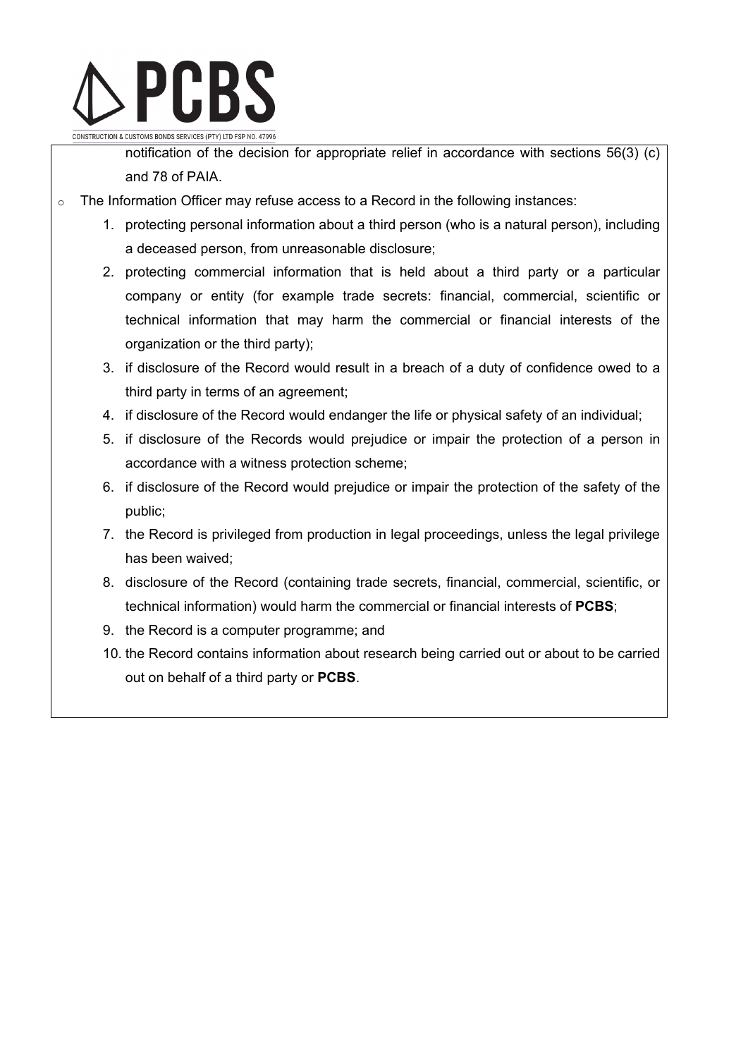notification of the decision for appropriate relief in accordance with sections 56(3) (c) and 78 of PAIA.

- The Information Officer may refuse access to a Record in the following instances:
  1. protecting personal information about a third person (who is a natural person), including a deceased person, from unreasonable disclosure;
  2. protecting commercial information that is held about a third party or a particular company or entity (for example trade secrets: financial, commercial, scientific or technical information that may harm the commercial or financial interests of the organization or the third party);
  3. if disclosure of the Record would result in a breach of a duty of confidence owed to a third party in terms of an agreement;
  4. if disclosure of the Record would endanger the life or physical safety of an individual;
  5. if disclosure of the Records would prejudice or impair the protection of a person in accordance with a witness protection scheme;
  6. if disclosure of the Record would prejudice or impair the protection of the safety of the public;
  7. the Record is privileged from production in legal proceedings, unless the legal privilege has been waived;
  8. disclosure of the Record (containing trade secrets, financial, commercial, scientific, or technical information) would harm the commercial or financial interests of **PCBS**;
  9. the Record is a computer programme; and
  10. the Record contains information about research being carried out or about to be carried out on behalf of a third party or **PCBS**.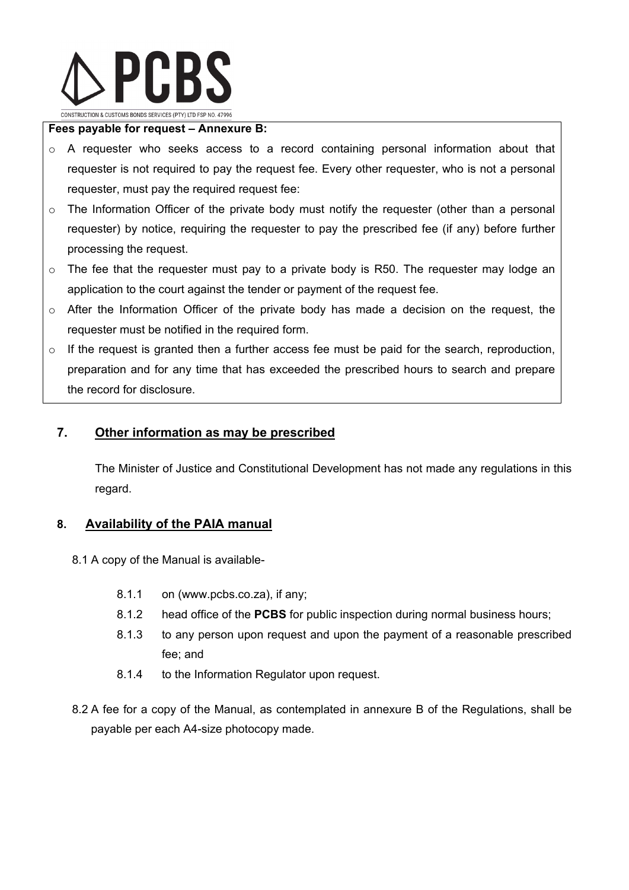**Fees payable for request – Annexure B:**

- A requester who seeks access to a record containing personal information about that requester is not required to pay the request fee. Every other requester, who is not a personal requester, must pay the required request fee:
- The Information Officer of the private body must notify the requester (other than a personal requester) by notice, requiring the requester to pay the prescribed fee (if any) before further processing the request.
- The fee that the requester must pay to a private body is R50. The requester may lodge an application to the court against the tender or payment of the request fee.
- After the Information Officer of the private body has made a decision on the request, the requester must be notified in the required form.
- If the request is granted then a further access fee must be paid for the search, reproduction, preparation and for any time that has exceeded the prescribed hours to search and prepare the record for disclosure.

## 7. Other information as may be prescribed

The Minister of Justice and Constitutional Development has not made any regulations in this regard.

## 8. Availability of the PAIA manual

8.1 A copy of the Manual is available-

- 8.1.1 on (www.pcbs.co.za), if any;
- 8.1.2 head office of the **PCBS** for public inspection during normal business hours;
- 8.1.3 to any person upon request and upon the payment of a reasonable prescribed fee; and
- 8.1.4 to the Information Regulator upon request.

8.2 A fee for a copy of the Manual, as contemplated in annexure B of the Regulations, shall be payable per each A4-size photocopy made.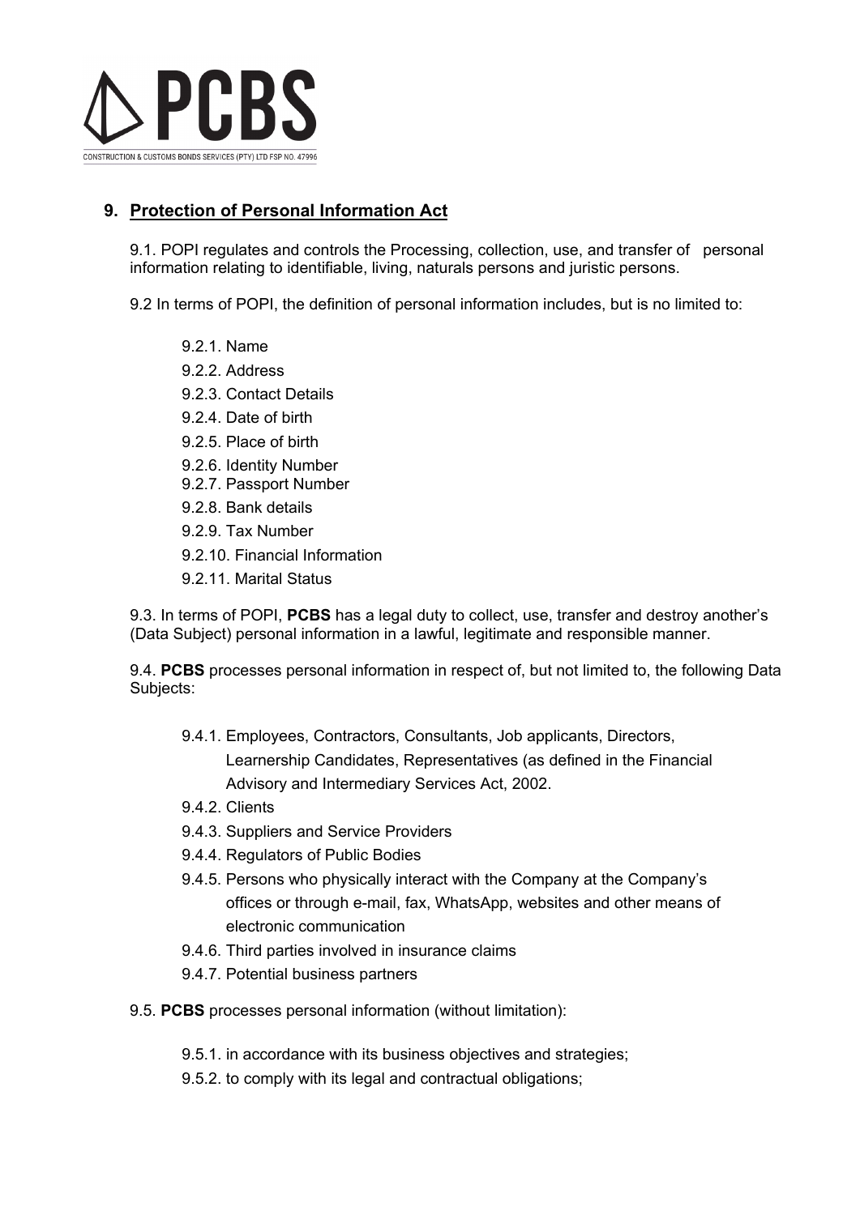## 9. Protection of Personal Information Act

9.1. POPI regulates and controls the Processing, collection, use, and transfer of personal information relating to identifiable, living, naturals persons and juristic persons.

9.2 In terms of POPI, the definition of personal information includes, but is no limited to:

- 9.2.1. Name
- 9.2.2. Address
- 9.2.3. Contact Details
- 9.2.4. Date of birth
- 9.2.5. Place of birth
- 9.2.6. Identity Number
- 9.2.7. Passport Number
- 9.2.8. Bank details
- 9.2.9. Tax Number
- 9.2.10. Financial Information
- 9.2.11. Marital Status

9.3. In terms of POPI, **PCBS** has a legal duty to collect, use, transfer and destroy another's (Data Subject) personal information in a lawful, legitimate and responsible manner.

9.4. **PCBS** processes personal information in respect of, but not limited to, the following Data Subjects:

- 9.4.1. Employees, Contractors, Consultants, Job applicants, Directors, Learnership Candidates, Representatives (as defined in the Financial Advisory and Intermediary Services Act, 2002.
- 9.4.2. Clients
- 9.4.3. Suppliers and Service Providers
- 9.4.4. Regulators of Public Bodies
- 9.4.5. Persons who physically interact with the Company at the Company's offices or through e-mail, fax, WhatsApp, websites and other means of electronic communication
- 9.4.6. Third parties involved in insurance claims
- 9.4.7. Potential business partners

9.5. **PCBS** processes personal information (without limitation):

- 9.5.1. in accordance with its business objectives and strategies;
- 9.5.2. to comply with its legal and contractual obligations;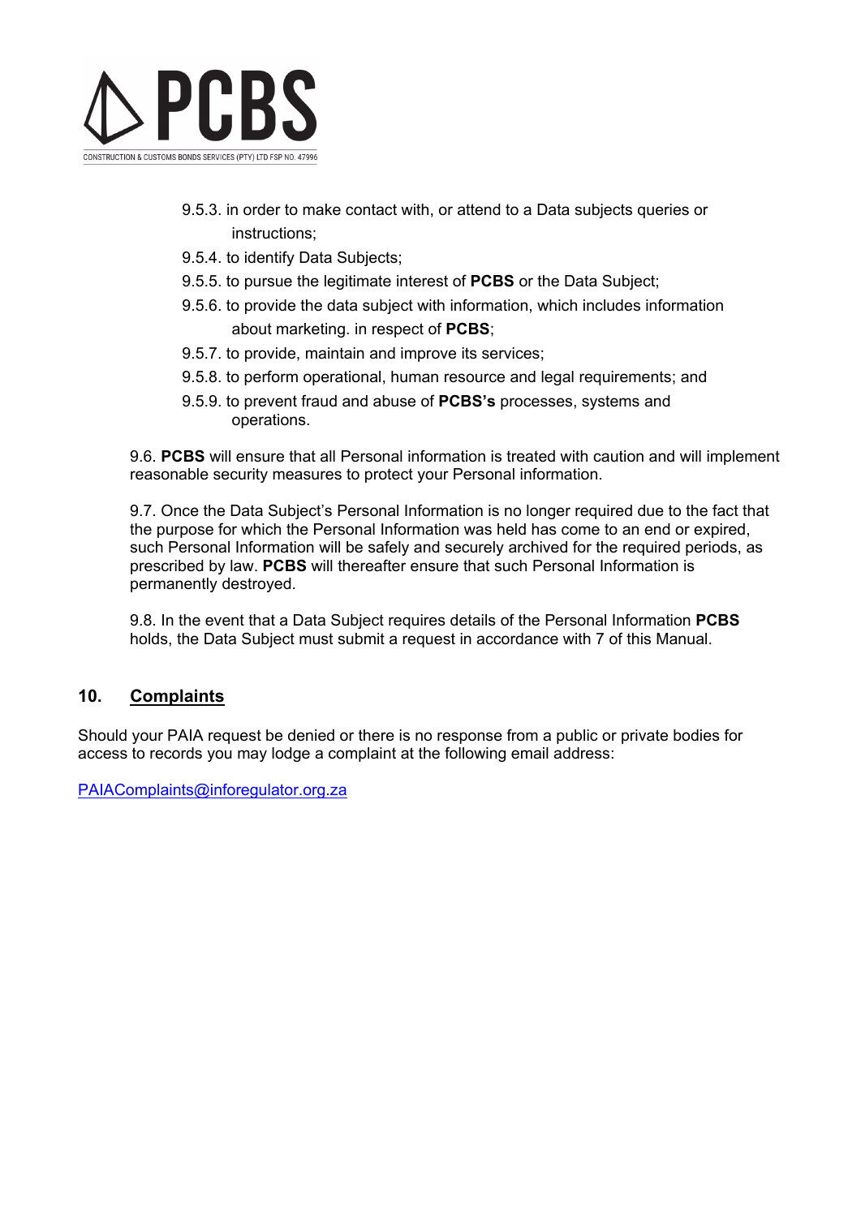9.5.3. in order to make contact with, or attend to a Data subjects queries or instructions;

9.5.4. to identify Data Subjects;

9.5.5. to pursue the legitimate interest of **PCBS** or the Data Subject;

9.5.6. to provide the data subject with information, which includes information about marketing. in respect of **PCBS**;

9.5.7. to provide, maintain and improve its services;

9.5.8. to perform operational, human resource and legal requirements; and

9.5.9. to prevent fraud and abuse of **PCBS's** processes, systems and operations.

9.6. **PCBS** will ensure that all Personal information is treated with caution and will implement reasonable security measures to protect your Personal information.

9.7. Once the Data Subject's Personal Information is no longer required due to the fact that the purpose for which the Personal Information was held has come to an end or expired, such Personal Information will be safely and securely archived for the required periods, as prescribed by law. **PCBS** will thereafter ensure that such Personal Information is permanently destroyed.

9.8. In the event that a Data Subject requires details of the Personal Information **PCBS** holds, the Data Subject must submit a request in accordance with 7 of this Manual.

## 10. Complaints

Should your PAIA request be denied or there is no response from a public or private bodies for access to records you may lodge a complaint at the following email address:

PAIAComplaints@inforegulator.org.za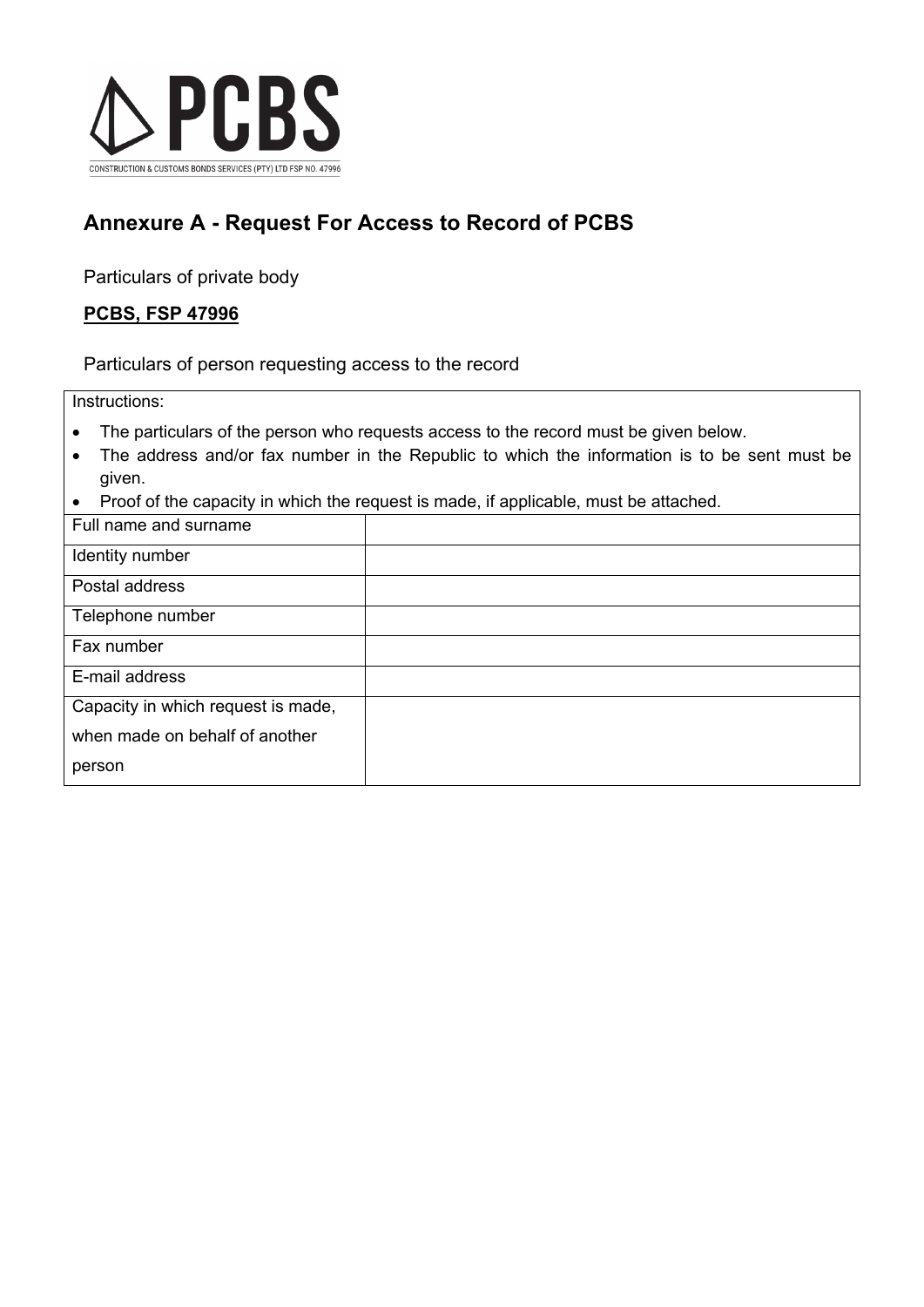# Annexure A - Request For Access to Record of PCBS

Particulars of private body

**PCBS, FSP 47996**

Particulars of person requesting access to the record

| Instructions: | |
|---|---|
| • The particulars of the person who requests access to the record must be given below.<br>• The address and/or fax number in the Republic to which the information is to be sent must be given.<br>• Proof of the capacity in which the request is made, if applicable, must be attached. | |
| Full name and surname | |
| Identity number | |
| Postal address | |
| Telephone number | |
| Fax number | |
| E-mail address | |
| Capacity in which request is made, when made on behalf of another person | |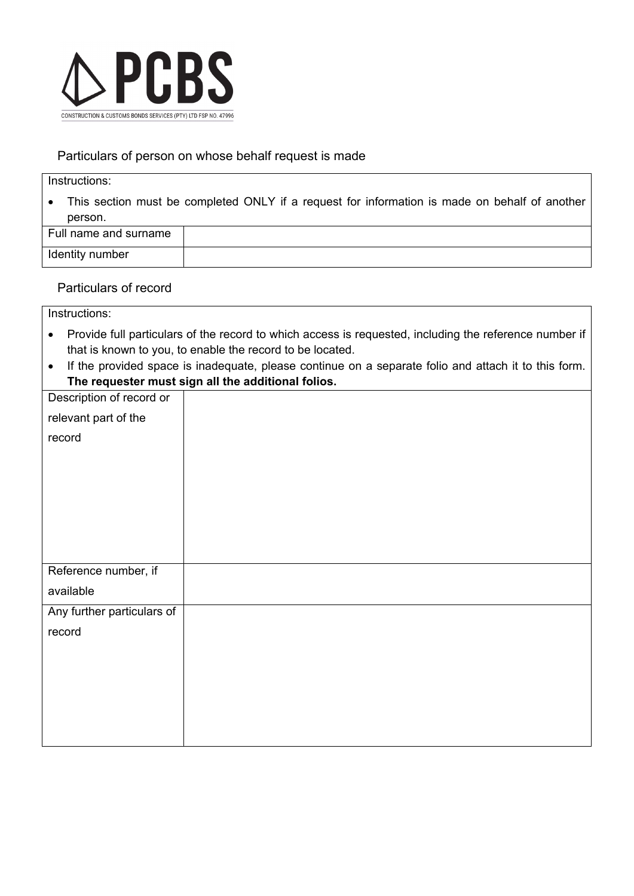PCBS

CONSTRUCTION & CUSTOMS BONDS SERVICES (PTY) LTD FSP NO. 47996

## Particulars of person on whose behalf request is made

| Instructions: | |
|---|---|
| • This section must be completed ONLY if a request for information is made on behalf of another person. | |
| Full name and surname | |
| Identity number | |

## Particulars of record

| Instructions: | |
|---|---|
| • Provide full particulars of the record to which access is requested, including the reference number if that is known to you, to enable the record to be located. <br> • If the provided space is inadequate, please continue on a separate folio and attach it to this form. **The requester must sign all the additional folios.** | |
| Description of record or relevant part of the record | |
| Reference number, if available | |
| Any further particulars of record | |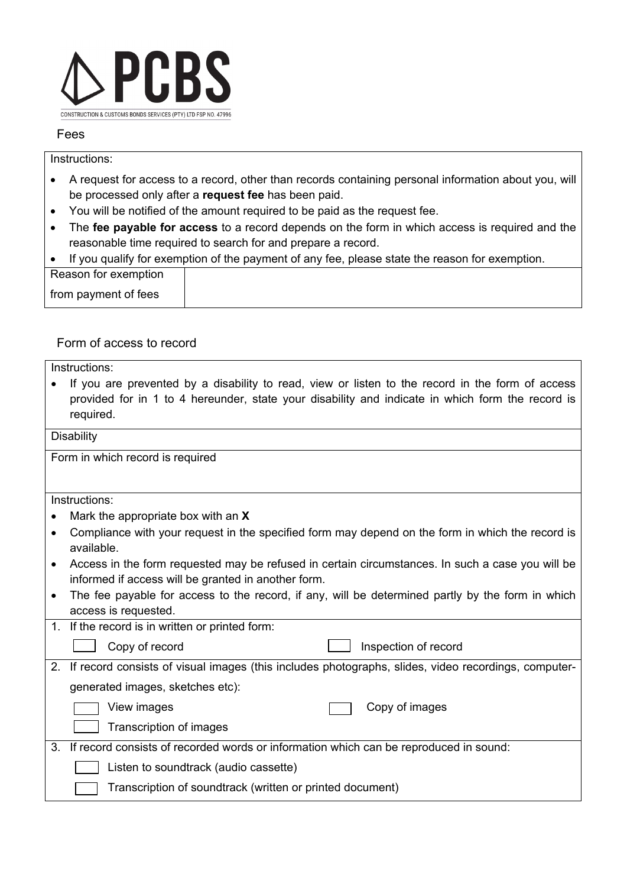PCBS

CONSTRUCTION & CUSTOMS BONDS SERVICES (PTY) LTD FSP NO. 47996

## Fees

Instructions:

- A request for access to a record, other than records containing personal information about you, will be processed only after a **request fee** has been paid.
- You will be notified of the amount required to be paid as the request fee.
- The **fee payable for access** to a record depends on the form in which access is required and the reasonable time required to search for and prepare a record.
- If you qualify for exemption of the payment of any fee, please state the reason for exemption.

| Reason for exemption from payment of fees | |
|---|---|

## Form of access to record

Instructions:

- If you are prevented by a disability to read, view or listen to the record in the form of access provided for in 1 to 4 hereunder, state your disability and indicate in which form the record is required.

| Disability |
|---|
| Form in which record is required |

Instructions:

- Mark the appropriate box with an **X**
- Compliance with your request in the specified form may depend on the form in which the record is available.
- Access in the form requested may be refused in certain circumstances. In such a case you will be informed if access will be granted in another form.
- The fee payable for access to the record, if any, will be determined partly by the form in which access is requested.

1. If the record is in written or printed form:
   - [ ] Copy of record
   - [ ] Inspection of record
2. If record consists of visual images (this includes photographs, slides, video recordings, computer-generated images, sketches etc):
   - [ ] View images
   - [ ] Copy of images
   - [ ] Transcription of images
3. If record consists of recorded words or information which can be reproduced in sound:
   - [ ] Listen to soundtrack (audio cassette)
   - [ ] Transcription of soundtrack (written or printed document)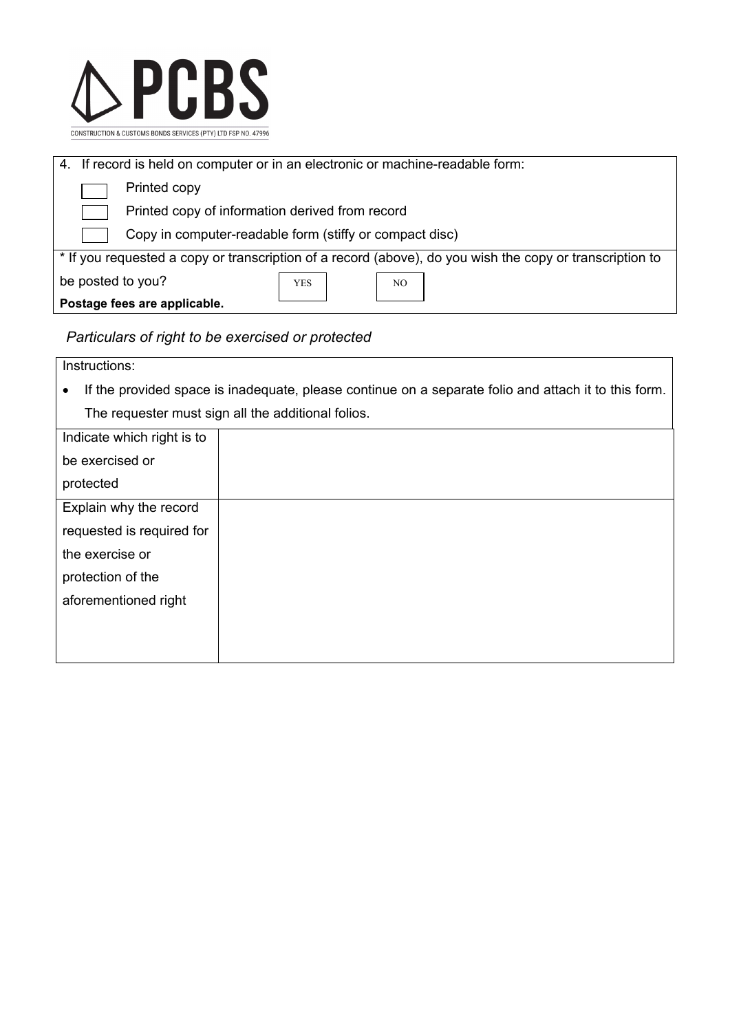PCBS

CONSTRUCTION & CUSTOMS BONDS SERVICES (PTY) LTD FSP NO. 47996

4. If record is held on computer or in an electronic or machine-readable form:

- [ ] Printed copy
- [ ] Printed copy of information derived from record
- [ ] Copy in computer-readable form (stiffy or compact disc)

* If you requested a copy or transcription of a record (above), do you wish the copy or transcription to be posted to you? [ ] YES [ ] NO

**Postage fees are applicable.**

*Particulars of right to be exercised or protected*

Instructions:

- If the provided space is inadequate, please continue on a separate folio and attach it to this form. The requester must sign all the additional folios.

| Indicate which right is to be exercised or protected | |
|---|---|
| Explain why the record requested is required for the exercise or protection of the aforementioned right | |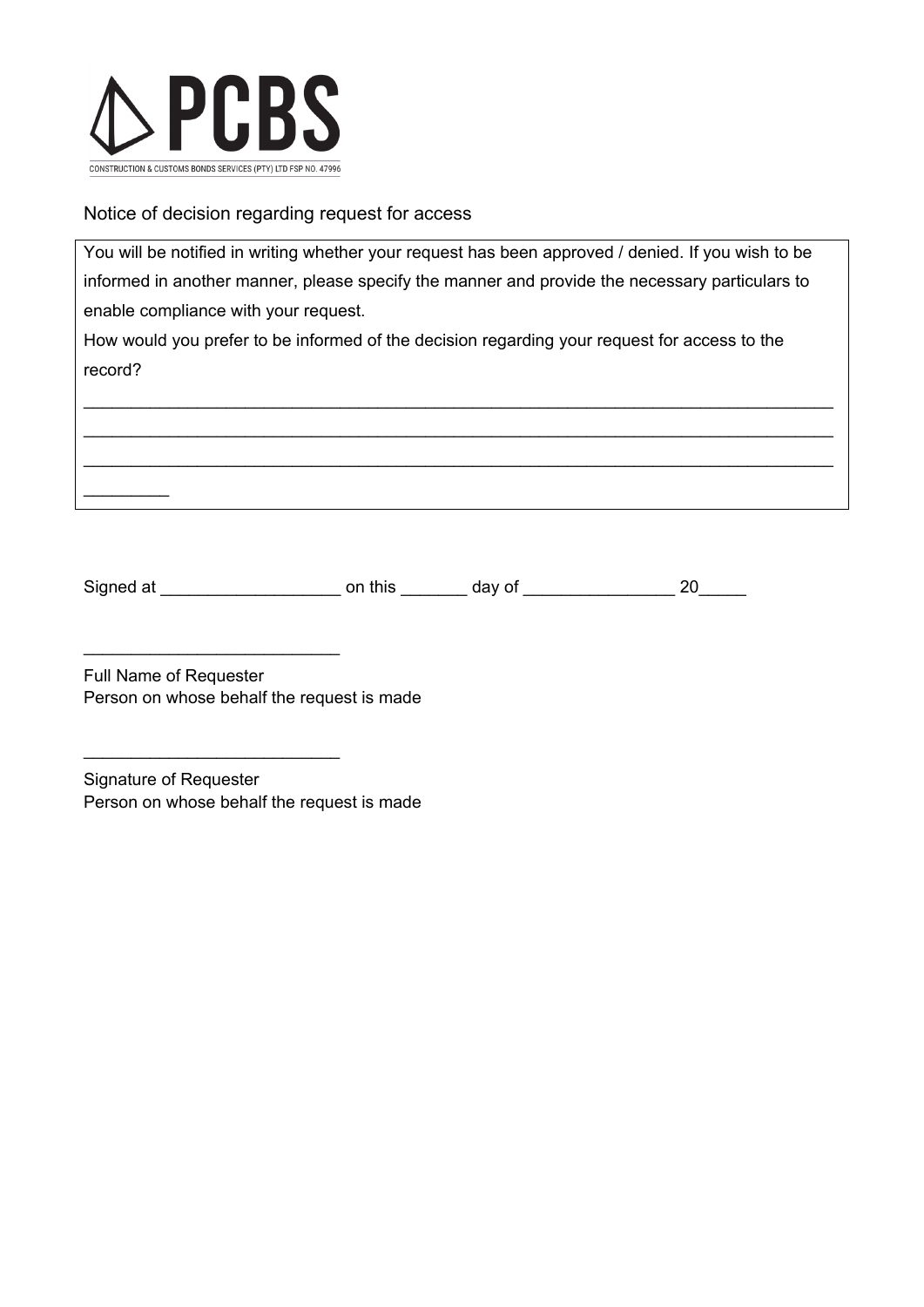PCBS

CONSTRUCTION & CUSTOMS BONDS SERVICES (PTY) LTD FSP NO. 47996

Notice of decision regarding request for access

| You will be notified in writing whether your request has been approved / denied. If you wish to be informed in another manner, please specify the manner and provide the necessary particulars to enable compliance with your request.<br>How would you prefer to be informed of the decision regarding your request for access to the record?<br>_______________________________________________________________________________<br>_______________________________________________________________________________<br>_______________________________________________________________________________<br>_________ |
|---|

Signed at ___________________ on this _______ day of ________________ 20_____

___________________________

Full Name of Requester
Person on whose behalf the request is made

___________________________

Signature of Requester
Person on whose behalf the request is made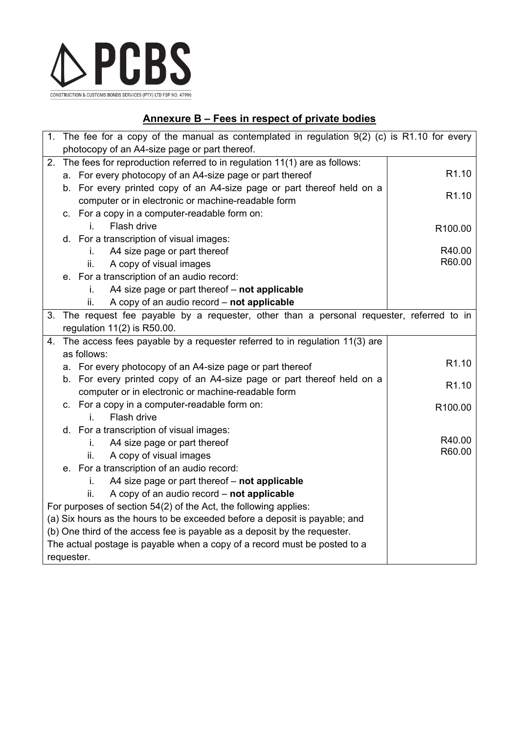PCBS

CONSTRUCTION & CUSTOMS BONDS SERVICES (PTY) LTD FSP NO. 47996

## Annexure B – Fees in respect of private bodies

| | |
|---|---|
| 1. The fee for a copy of the manual as contemplated in regulation 9(2) (c) is R1.10 for every photocopy of an A4-size page or part thereof. | |
| 2. The fees for reproduction referred to in regulation 11(1) are as follows: | |
| a. For every photocopy of an A4-size page or part thereof | R1.10 |
| b. For every printed copy of an A4-size page or part thereof held on a computer or in electronic or machine-readable form | R1.10 |
| c. For a copy in a computer-readable form on: | |
| i. Flash drive | R100.00 |
| d. For a transcription of visual images: | |
| i. A4 size page or part thereof | R40.00 |
| ii. A copy of visual images | R60.00 |
| e. For a transcription of an audio record: | |
| i. A4 size page or part thereof – **not applicable** | |
| ii. A copy of an audio record – **not applicable** | |
| 3. The request fee payable by a requester, other than a personal requester, referred to in regulation 11(2) is R50.00. | |
| 4. The access fees payable by a requester referred to in regulation 11(3) are as follows: | |
| a. For every photocopy of an A4-size page or part thereof | R1.10 |
| b. For every printed copy of an A4-size page or part thereof held on a computer or in electronic or machine-readable form | R1.10 |
| c. For a copy in a computer-readable form on: | R100.00 |
| i. Flash drive | |
| d. For a transcription of visual images: | |
| i. A4 size page or part thereof | R40.00 |
| ii. A copy of visual images | R60.00 |
| e. For a transcription of an audio record: | |
| i. A4 size page or part thereof – **not applicable** | |
| ii. A copy of an audio record – **not applicable** | |
| For purposes of section 54(2) of the Act, the following applies: | |
| (a) Six hours as the hours to be exceeded before a deposit is payable; and | |
| (b) One third of the access fee is payable as a deposit by the requester. | |
| The actual postage is payable when a copy of a record must be posted to a requester. | |